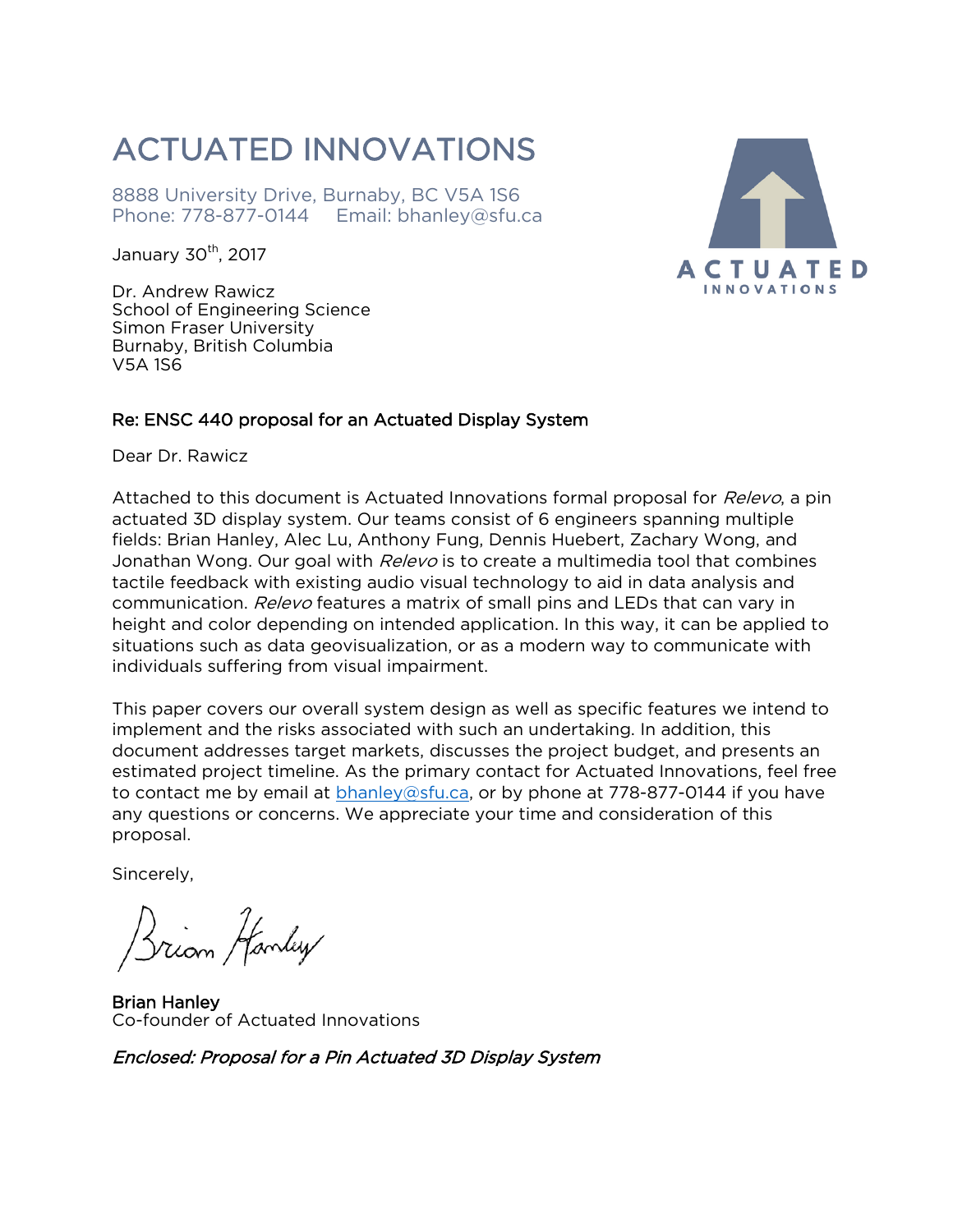# ACTUATED INNOVATIONS

8888 University Drive, Burnaby, BC V5A 1S6
Phone: 778-877-0144     Email: bhanley@sfu.ca

January 30th, 2017

Dr. Andrew Rawicz
School of Engineering Science
Simon Fraser University
Burnaby, British Columbia
V5A 1S6

**Re: ENSC 440 proposal for an Actuated Display System**

Dear Dr. Rawicz

Attached to this document is Actuated Innovations formal proposal for *Relevo*, a pin actuated 3D display system. Our teams consist of 6 engineers spanning multiple fields: Brian Hanley, Alec Lu, Anthony Fung, Dennis Huebert, Zachary Wong, and Jonathan Wong. Our goal with *Relevo* is to create a multimedia tool that combines tactile feedback with existing audio visual technology to aid in data analysis and communication. *Relevo* features a matrix of small pins and LEDs that can vary in height and color depending on intended application. In this way, it can be applied to situations such as data geovisualization, or as a modern way to communicate with individuals suffering from visual impairment.

This paper covers our overall system design as well as specific features we intend to implement and the risks associated with such an undertaking. In addition, this document addresses target markets, discusses the project budget, and presents an estimated project timeline. As the primary contact for Actuated Innovations, feel free to contact me by email at bhanley@sfu.ca, or by phone at 778-877-0144 if you have any questions or concerns. We appreciate your time and consideration of this proposal.

Sincerely,

**Brian Hanley**
Co-founder of Actuated Innovations

***Enclosed: Proposal for a Pin Actuated 3D Display System***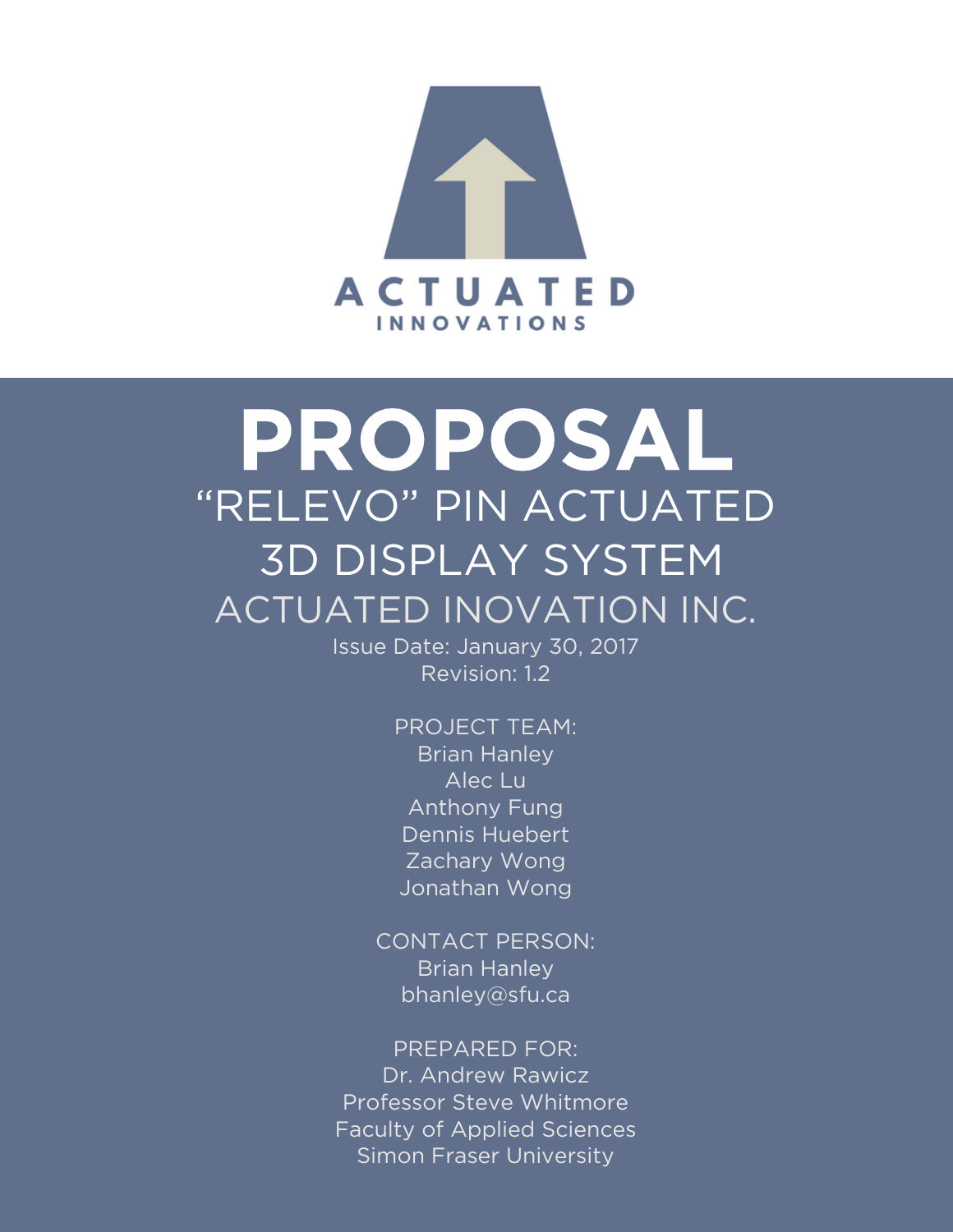ACTUATED

INNOVATIONS

# PROPOSAL

## "RELEVO" PIN ACTUATED 3D DISPLAY SYSTEM

ACTUATED INOVATION INC.

Issue Date: January 30, 2017

Revision: 1.2

PROJECT TEAM:
Brian Hanley
Alec Lu
Anthony Fung
Dennis Huebert
Zachary Wong
Jonathan Wong

CONTACT PERSON:
Brian Hanley
bhanley@sfu.ca

PREPARED FOR:
Dr. Andrew Rawicz
Professor Steve Whitmore
Faculty of Applied Sciences
Simon Fraser University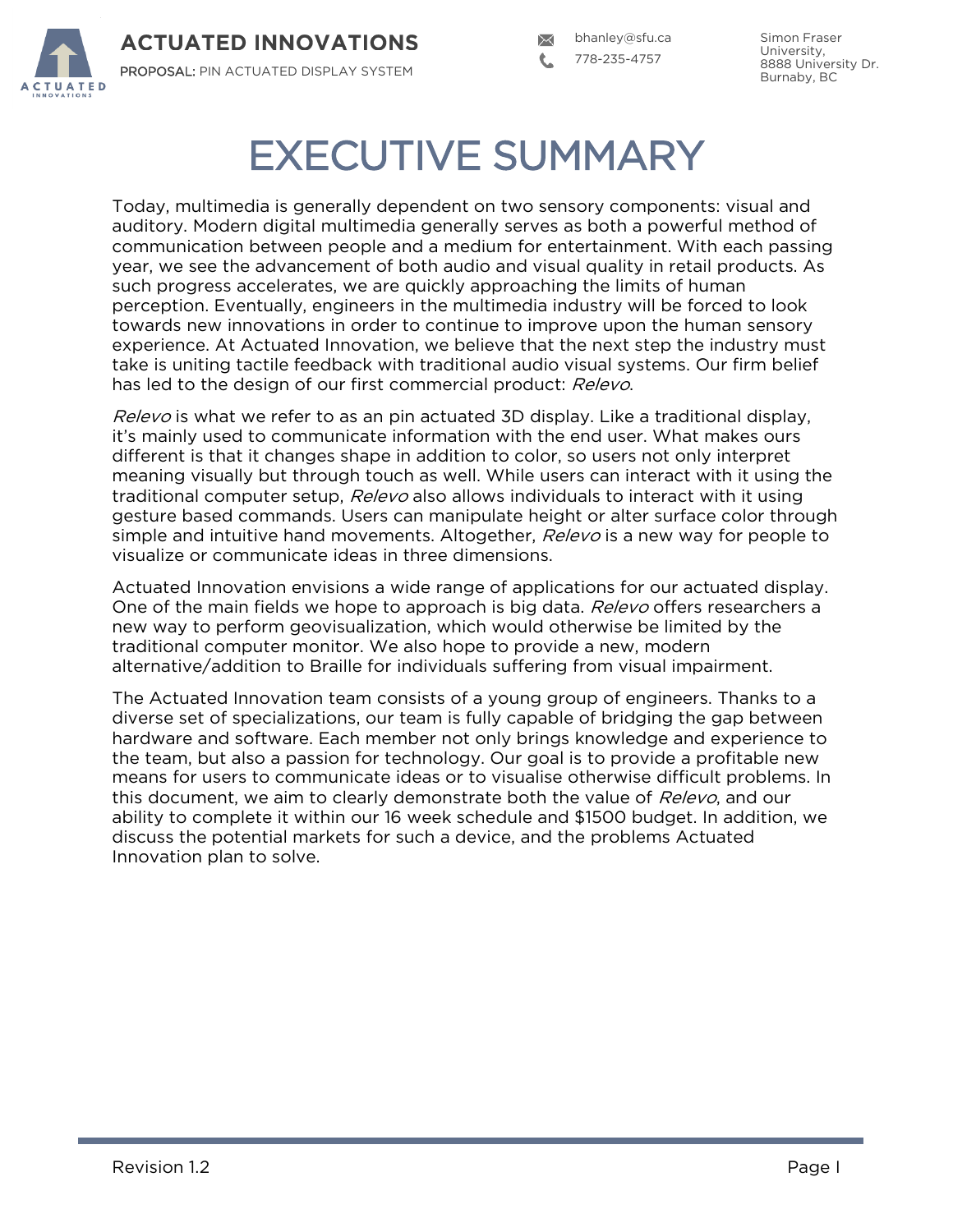# EXECUTIVE SUMMARY

Today, multimedia is generally dependent on two sensory components: visual and auditory. Modern digital multimedia generally serves as both a powerful method of communication between people and a medium for entertainment. With each passing year, we see the advancement of both audio and visual quality in retail products. As such progress accelerates, we are quickly approaching the limits of human perception. Eventually, engineers in the multimedia industry will be forced to look towards new innovations in order to continue to improve upon the human sensory experience. At Actuated Innovation, we believe that the next step the industry must take is uniting tactile feedback with traditional audio visual systems. Our firm belief has led to the design of our first commercial product: *Relevo*.

*Relevo* is what we refer to as an pin actuated 3D display. Like a traditional display, it's mainly used to communicate information with the end user. What makes ours different is that it changes shape in addition to color, so users not only interpret meaning visually but through touch as well. While users can interact with it using the traditional computer setup, *Relevo* also allows individuals to interact with it using gesture based commands. Users can manipulate height or alter surface color through simple and intuitive hand movements. Altogether, *Relevo* is a new way for people to visualize or communicate ideas in three dimensions.

Actuated Innovation envisions a wide range of applications for our actuated display. One of the main fields we hope to approach is big data. *Relevo* offers researchers a new way to perform geovisualization, which would otherwise be limited by the traditional computer monitor. We also hope to provide a new, modern alternative/addition to Braille for individuals suffering from visual impairment.

The Actuated Innovation team consists of a young group of engineers. Thanks to a diverse set of specializations, our team is fully capable of bridging the gap between hardware and software. Each member not only brings knowledge and experience to the team, but also a passion for technology. Our goal is to provide a profitable new means for users to communicate ideas or to visualise otherwise difficult problems. In this document, we aim to clearly demonstrate both the value of *Relevo*, and our ability to complete it within our 16 week schedule and $1500 budget. In addition, we discuss the potential markets for such a device, and the problems Actuated Innovation plan to solve.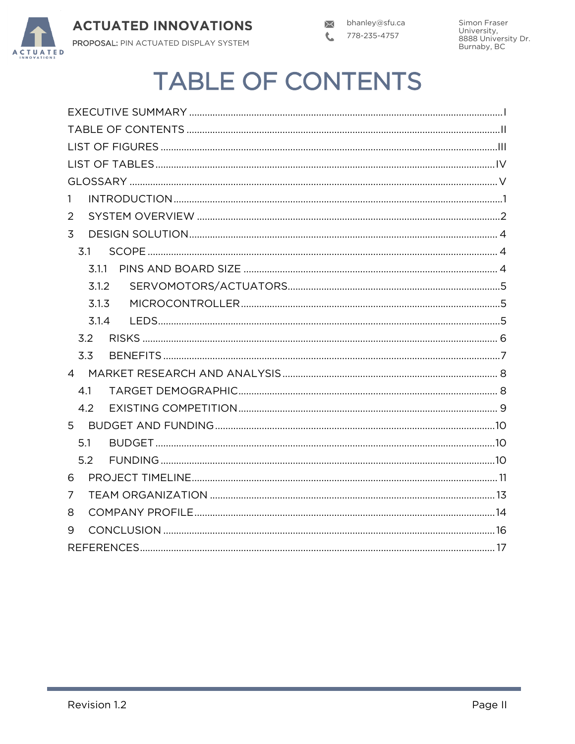# TABLE OF CONTENTS

EXECUTIVE SUMMARY ..... I
TABLE OF CONTENTS ..... II
LIST OF FIGURES ..... III
LIST OF TABLES ..... IV
GLOSSARY ..... V
1 INTRODUCTION ..... 1
2 SYSTEM OVERVIEW ..... 2
3 DESIGN SOLUTION ..... 4
- 3.1 SCOPE ..... 4
  - 3.1.1 PINS AND BOARD SIZE ..... 4
  - 3.1.2 SERVOMOTORS/ACTUATORS ..... 5
  - 3.1.3 MICROCONTROLLER ..... 5
  - 3.1.4 LEDS ..... 5
- 3.2 RISKS ..... 6
- 3.3 BENEFITS ..... 7

4 MARKET RESEARCH AND ANALYSIS ..... 8
- 4.1 TARGET DEMOGRAPHIC ..... 8
- 4.2 EXISTING COMPETITION ..... 9

5 BUDGET AND FUNDING ..... 10
- 5.1 BUDGET ..... 10
- 5.2 FUNDING ..... 10

6 PROJECT TIMELINE ..... 11
7 TEAM ORGANIZATION ..... 13
8 COMPANY PROFILE ..... 14
9 CONCLUSION ..... 16
REFERENCES ..... 17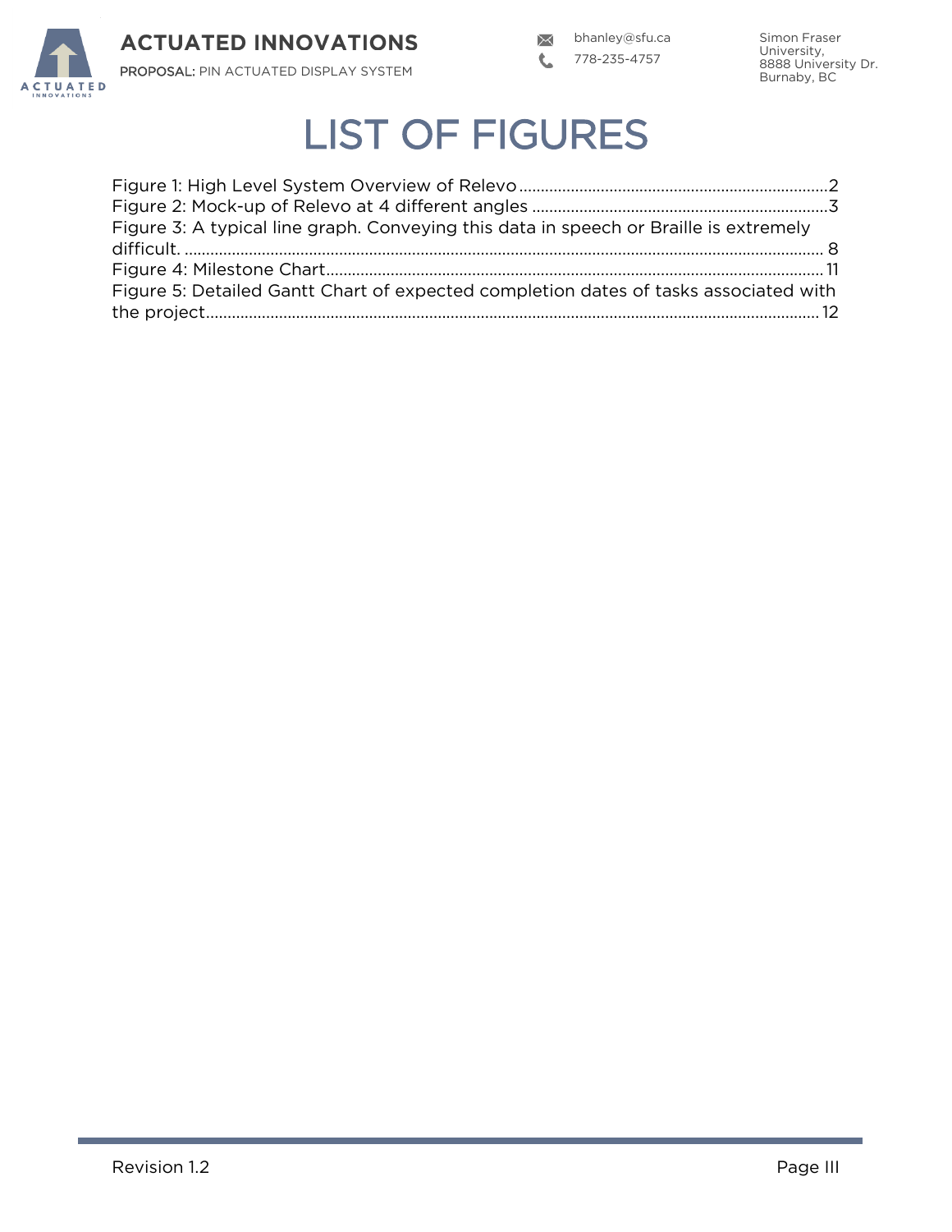# LIST OF FIGURES

Figure 1: High Level System Overview of Relevo ........................................................................ 2
Figure 2: Mock-up of Relevo at 4 different angles ..................................................................... 3
Figure 3: A typical line graph. Conveying this data in speech or Braille is extremely difficult. .................................................................................................................................... 8
Figure 4: Milestone Chart ............................................................................................................... 11
Figure 5: Detailed Gantt Chart of expected completion dates of tasks associated with the project ......................................................................................................................................... 12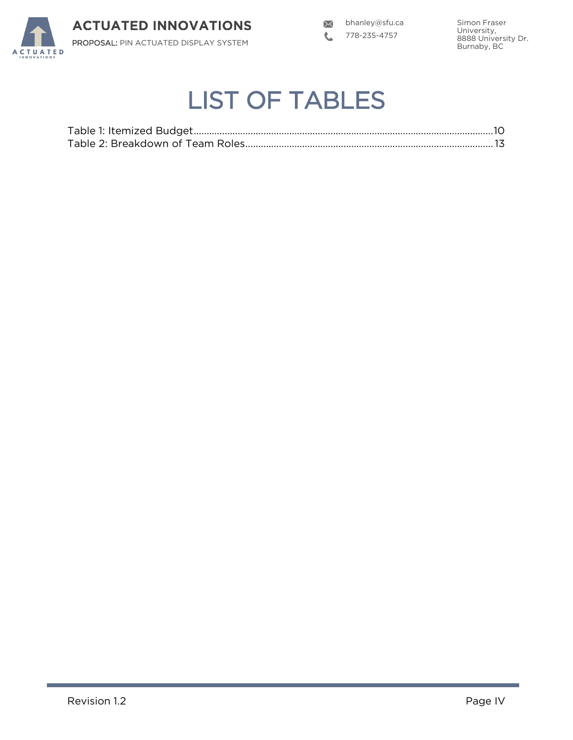# LIST OF TABLES

Table 1: Itemized Budget.....................................................................................................................10
Table 2: Breakdown of Team Roles...............................................................................................13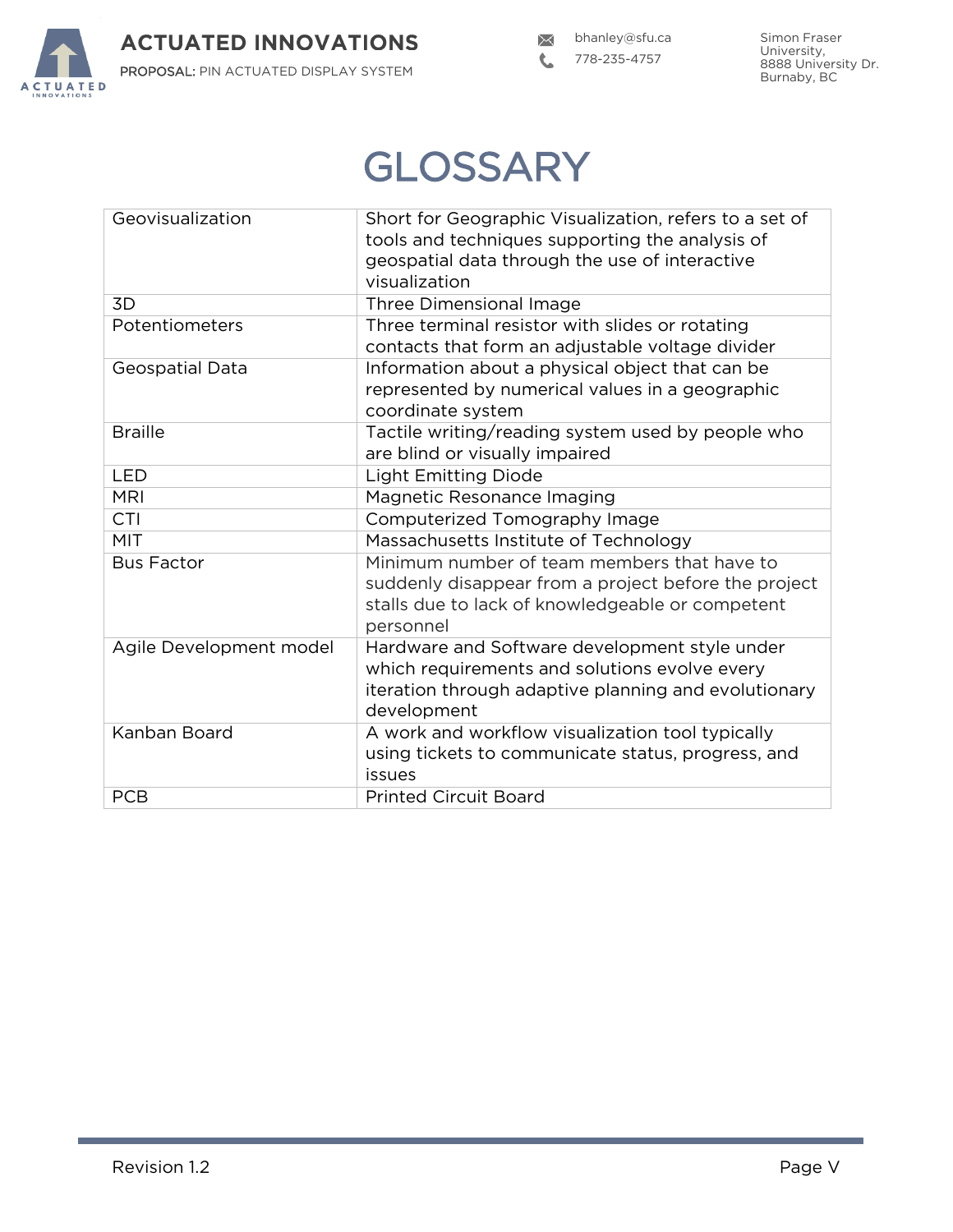# GLOSSARY

| | |
|---|---|
| Geovisualization | Short for Geographic Visualization, refers to a set of tools and techniques supporting the analysis of geospatial data through the use of interactive visualization |
| 3D | Three Dimensional Image |
| Potentiometers | Three terminal resistor with slides or rotating contacts that form an adjustable voltage divider |
| Geospatial Data | Information about a physical object that can be represented by numerical values in a geographic coordinate system |
| Braille | Tactile writing/reading system used by people who are blind or visually impaired |
| LED | Light Emitting Diode |
| MRI | Magnetic Resonance Imaging |
| CTI | Computerized Tomography Image |
| MIT | Massachusetts Institute of Technology |
| Bus Factor | Minimum number of team members that have to suddenly disappear from a project before the project stalls due to lack of knowledgeable or competent personnel |
| Agile Development model | Hardware and Software development style under which requirements and solutions evolve every iteration through adaptive planning and evolutionary development |
| Kanban Board | A work and workflow visualization tool typically using tickets to communicate status, progress, and issues |
| PCB | Printed Circuit Board |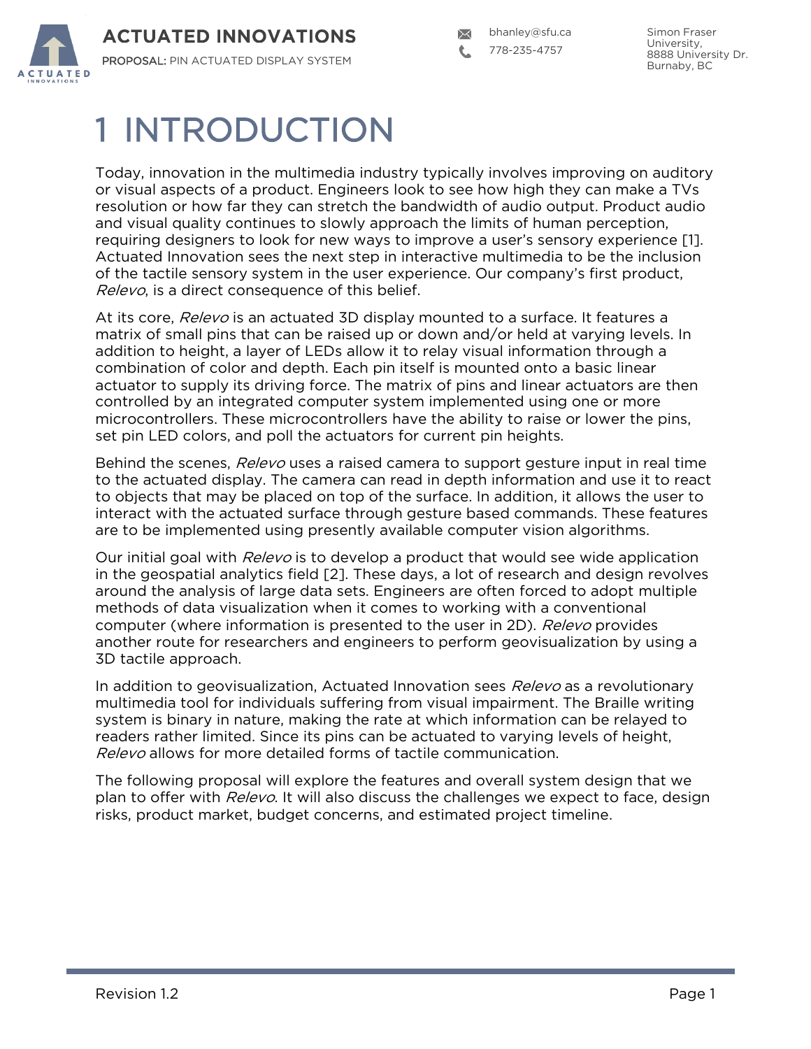# 1 INTRODUCTION

Today, innovation in the multimedia industry typically involves improving on auditory or visual aspects of a product. Engineers look to see how high they can make a TVs resolution or how far they can stretch the bandwidth of audio output. Product audio and visual quality continues to slowly approach the limits of human perception, requiring designers to look for new ways to improve a user's sensory experience [1]. Actuated Innovation sees the next step in interactive multimedia to be the inclusion of the tactile sensory system in the user experience. Our company's first product, *Relevo*, is a direct consequence of this belief.

At its core, *Relevo* is an actuated 3D display mounted to a surface. It features a matrix of small pins that can be raised up or down and/or held at varying levels. In addition to height, a layer of LEDs allow it to relay visual information through a combination of color and depth. Each pin itself is mounted onto a basic linear actuator to supply its driving force. The matrix of pins and linear actuators are then controlled by an integrated computer system implemented using one or more microcontrollers. These microcontrollers have the ability to raise or lower the pins, set pin LED colors, and poll the actuators for current pin heights.

Behind the scenes, *Relevo* uses a raised camera to support gesture input in real time to the actuated display. The camera can read in depth information and use it to react to objects that may be placed on top of the surface. In addition, it allows the user to interact with the actuated surface through gesture based commands. These features are to be implemented using presently available computer vision algorithms.

Our initial goal with *Relevo* is to develop a product that would see wide application in the geospatial analytics field [2]. These days, a lot of research and design revolves around the analysis of large data sets. Engineers are often forced to adopt multiple methods of data visualization when it comes to working with a conventional computer (where information is presented to the user in 2D). *Relevo* provides another route for researchers and engineers to perform geovisualization by using a 3D tactile approach.

In addition to geovisualization, Actuated Innovation sees *Relevo* as a revolutionary multimedia tool for individuals suffering from visual impairment. The Braille writing system is binary in nature, making the rate at which information can be relayed to readers rather limited. Since its pins can be actuated to varying levels of height, *Relevo* allows for more detailed forms of tactile communication.

The following proposal will explore the features and overall system design that we plan to offer with *Relevo*. It will also discuss the challenges we expect to face, design risks, product market, budget concerns, and estimated project timeline.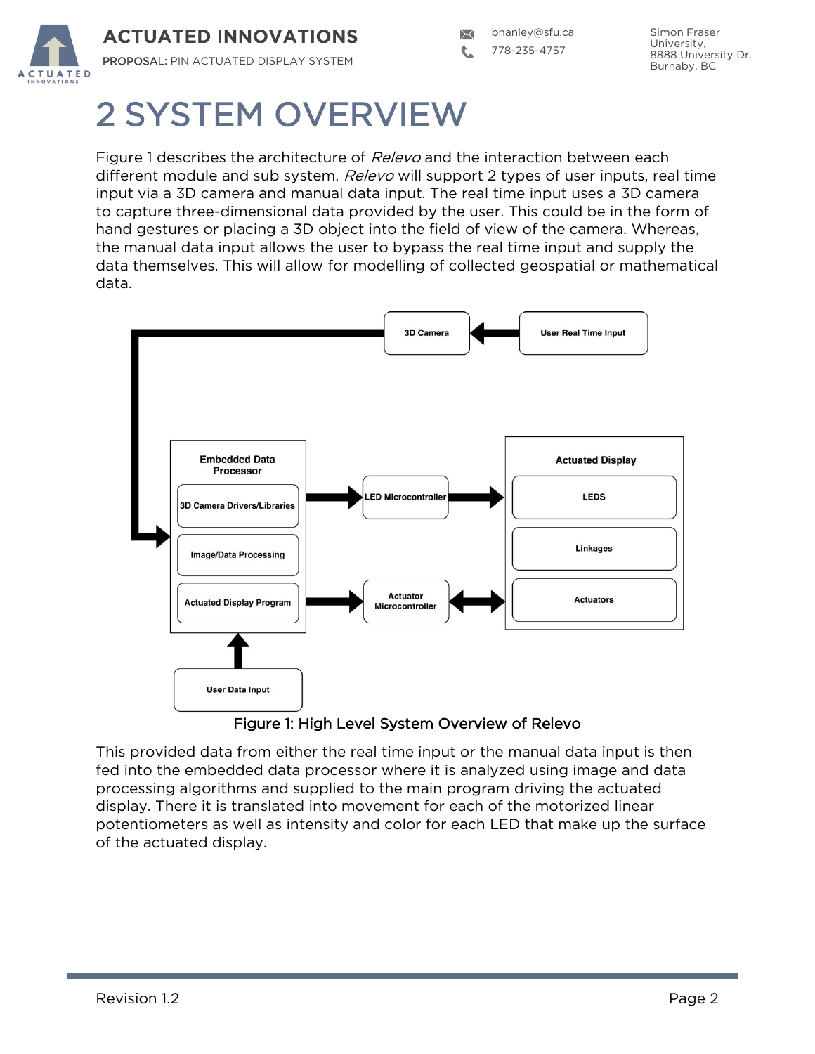# 2 SYSTEM OVERVIEW

Figure 1 describes the architecture of *Relevo* and the interaction between each different module and sub system. *Relevo* will support 2 types of user inputs, real time input via a 3D camera and manual data input. The real time input uses a 3D camera to capture three-dimensional data provided by the user. This could be in the form of hand gestures or placing a 3D object into the field of view of the camera. Whereas, the manual data input allows the user to bypass the real time input and supply the data themselves. This will allow for modelling of collected geospatial or mathematical data.

Figure 1: High Level System Overview of Relevo

This provided data from either the real time input or the manual data input is then fed into the embedded data processor where it is analyzed using image and data processing algorithms and supplied to the main program driving the actuated display. There it is translated into movement for each of the motorized linear potentiometers as well as intensity and color for each LED that make up the surface of the actuated display.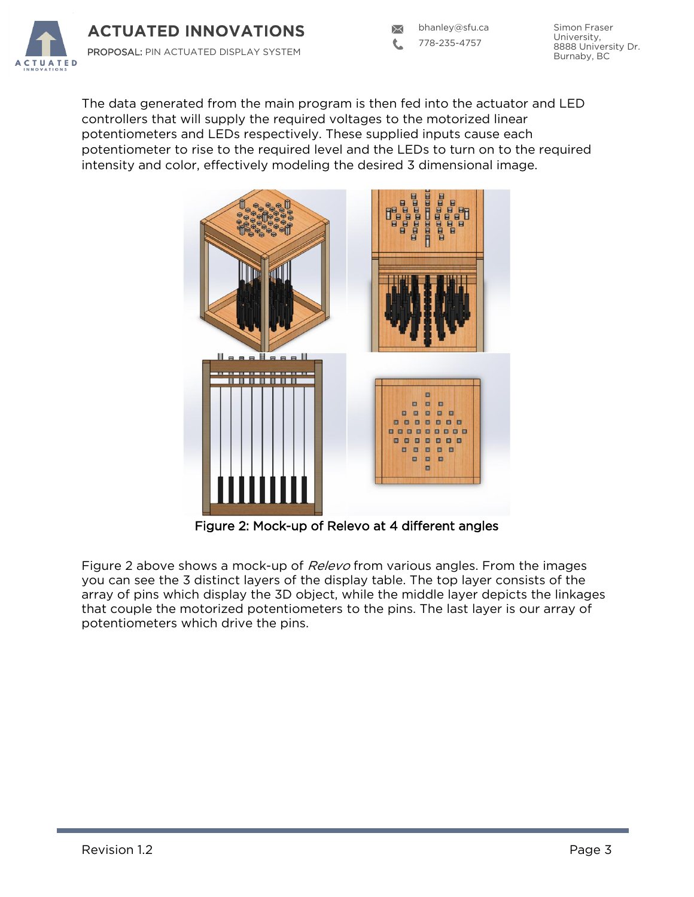The data generated from the main program is then fed into the actuator and LED controllers that will supply the required voltages to the motorized linear potentiometers and LEDs respectively. These supplied inputs cause each potentiometer to rise to the required level and the LEDs to turn on to the required intensity and color, effectively modeling the desired 3 dimensional image.

Figure 2: Mock-up of Relevo at 4 different angles

Figure 2 above shows a mock-up of *Relevo* from various angles. From the images you can see the 3 distinct layers of the display table. The top layer consists of the array of pins which display the 3D object, while the middle layer depicts the linkages that couple the motorized potentiometers to the pins. The last layer is our array of potentiometers which drive the pins.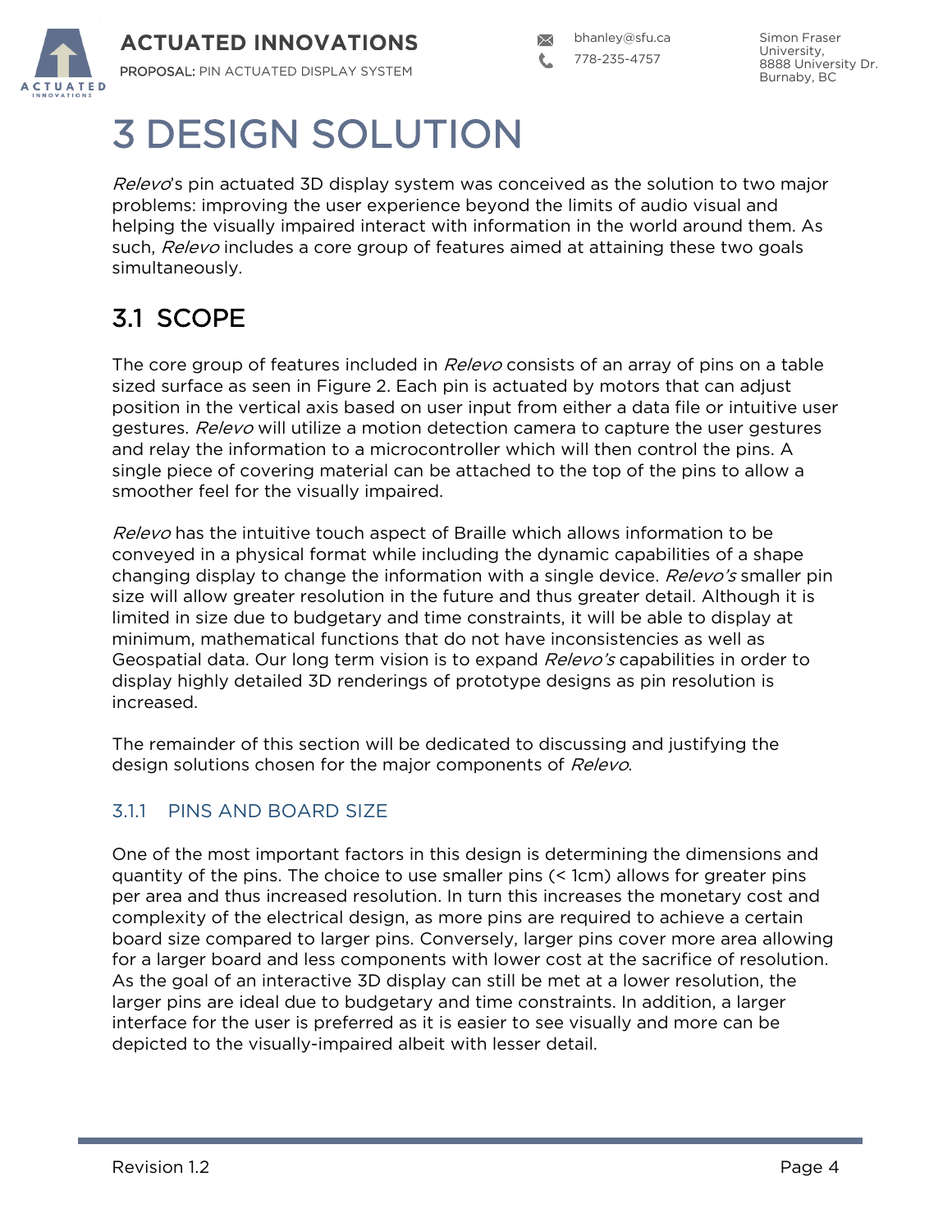# 3 DESIGN SOLUTION

*Relevo*'s pin actuated 3D display system was conceived as the solution to two major problems: improving the user experience beyond the limits of audio visual and helping the visually impaired interact with information in the world around them. As such, *Relevo* includes a core group of features aimed at attaining these two goals simultaneously.

## 3.1 SCOPE

The core group of features included in *Relevo* consists of an array of pins on a table sized surface as seen in Figure 2. Each pin is actuated by motors that can adjust position in the vertical axis based on user input from either a data file or intuitive user gestures. *Relevo* will utilize a motion detection camera to capture the user gestures and relay the information to a microcontroller which will then control the pins. A single piece of covering material can be attached to the top of the pins to allow a smoother feel for the visually impaired.

*Relevo* has the intuitive touch aspect of Braille which allows information to be conveyed in a physical format while including the dynamic capabilities of a shape changing display to change the information with a single device. *Relevo's* smaller pin size will allow greater resolution in the future and thus greater detail. Although it is limited in size due to budgetary and time constraints, it will be able to display at minimum, mathematical functions that do not have inconsistencies as well as Geospatial data. Our long term vision is to expand *Relevo's* capabilities in order to display highly detailed 3D renderings of prototype designs as pin resolution is increased.

The remainder of this section will be dedicated to discussing and justifying the design solutions chosen for the major components of *Relevo*.

### 3.1.1 PINS AND BOARD SIZE

One of the most important factors in this design is determining the dimensions and quantity of the pins. The choice to use smaller pins (< 1cm) allows for greater pins per area and thus increased resolution. In turn this increases the monetary cost and complexity of the electrical design, as more pins are required to achieve a certain board size compared to larger pins. Conversely, larger pins cover more area allowing for a larger board and less components with lower cost at the sacrifice of resolution. As the goal of an interactive 3D display can still be met at a lower resolution, the larger pins are ideal due to budgetary and time constraints. In addition, a larger interface for the user is preferred as it is easier to see visually and more can be depicted to the visually-impaired albeit with lesser detail.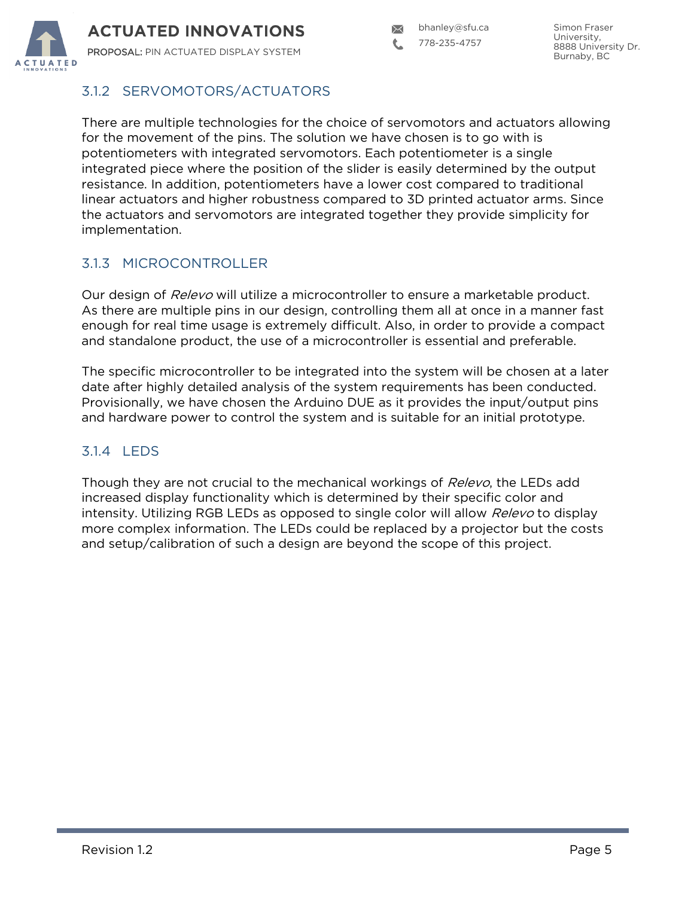### 3.1.2 SERVOMOTORS/ACTUATORS

There are multiple technologies for the choice of servomotors and actuators allowing for the movement of the pins. The solution we have chosen is to go with is potentiometers with integrated servomotors. Each potentiometer is a single integrated piece where the position of the slider is easily determined by the output resistance. In addition, potentiometers have a lower cost compared to traditional linear actuators and higher robustness compared to 3D printed actuator arms. Since the actuators and servomotors are integrated together they provide simplicity for implementation.

### 3.1.3 MICROCONTROLLER

Our design of *Relevo* will utilize a microcontroller to ensure a marketable product. As there are multiple pins in our design, controlling them all at once in a manner fast enough for real time usage is extremely difficult. Also, in order to provide a compact and standalone product, the use of a microcontroller is essential and preferable.

The specific microcontroller to be integrated into the system will be chosen at a later date after highly detailed analysis of the system requirements has been conducted. Provisionally, we have chosen the Arduino DUE as it provides the input/output pins and hardware power to control the system and is suitable for an initial prototype.

### 3.1.4 LEDS

Though they are not crucial to the mechanical workings of *Relevo*, the LEDs add increased display functionality which is determined by their specific color and intensity. Utilizing RGB LEDs as opposed to single color will allow *Relevo* to display more complex information. The LEDs could be replaced by a projector but the costs and setup/calibration of such a design are beyond the scope of this project.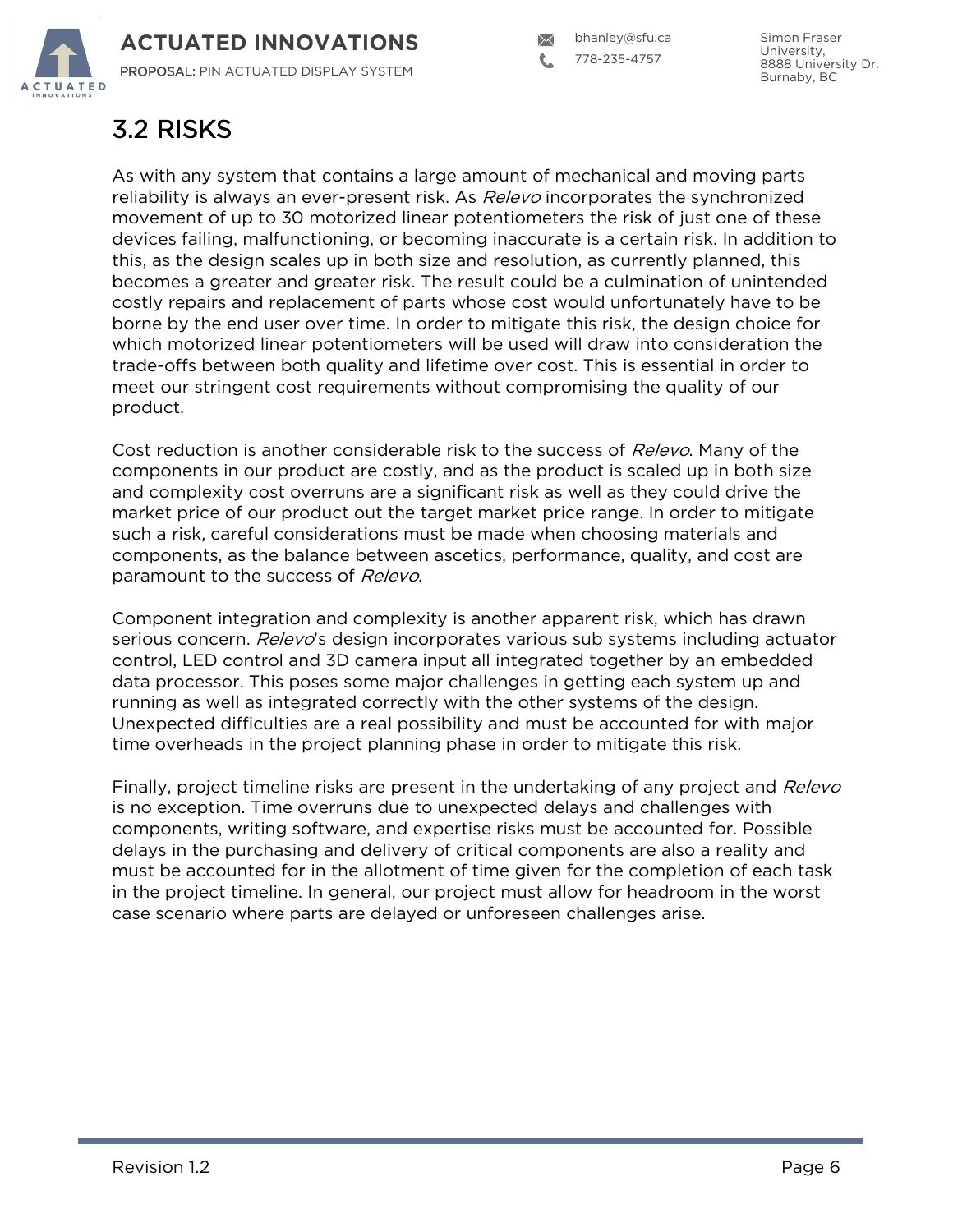## 3.2 RISKS

As with any system that contains a large amount of mechanical and moving parts reliability is always an ever-present risk. As *Relevo* incorporates the synchronized movement of up to 30 motorized linear potentiometers the risk of just one of these devices failing, malfunctioning, or becoming inaccurate is a certain risk. In addition to this, as the design scales up in both size and resolution, as currently planned, this becomes a greater and greater risk. The result could be a culmination of unintended costly repairs and replacement of parts whose cost would unfortunately have to be borne by the end user over time. In order to mitigate this risk, the design choice for which motorized linear potentiometers will be used will draw into consideration the trade-offs between both quality and lifetime over cost. This is essential in order to meet our stringent cost requirements without compromising the quality of our product.

Cost reduction is another considerable risk to the success of *Relevo*. Many of the components in our product are costly, and as the product is scaled up in both size and complexity cost overruns are a significant risk as well as they could drive the market price of our product out the target market price range. In order to mitigate such a risk, careful considerations must be made when choosing materials and components, as the balance between ascetics, performance, quality, and cost are paramount to the success of *Relevo*.

Component integration and complexity is another apparent risk, which has drawn serious concern. *Relevo*'s design incorporates various sub systems including actuator control, LED control and 3D camera input all integrated together by an embedded data processor. This poses some major challenges in getting each system up and running as well as integrated correctly with the other systems of the design. Unexpected difficulties are a real possibility and must be accounted for with major time overheads in the project planning phase in order to mitigate this risk.

Finally, project timeline risks are present in the undertaking of any project and *Relevo* is no exception. Time overruns due to unexpected delays and challenges with components, writing software, and expertise risks must be accounted for. Possible delays in the purchasing and delivery of critical components are also a reality and must be accounted for in the allotment of time given for the completion of each task in the project timeline. In general, our project must allow for headroom in the worst case scenario where parts are delayed or unforeseen challenges arise.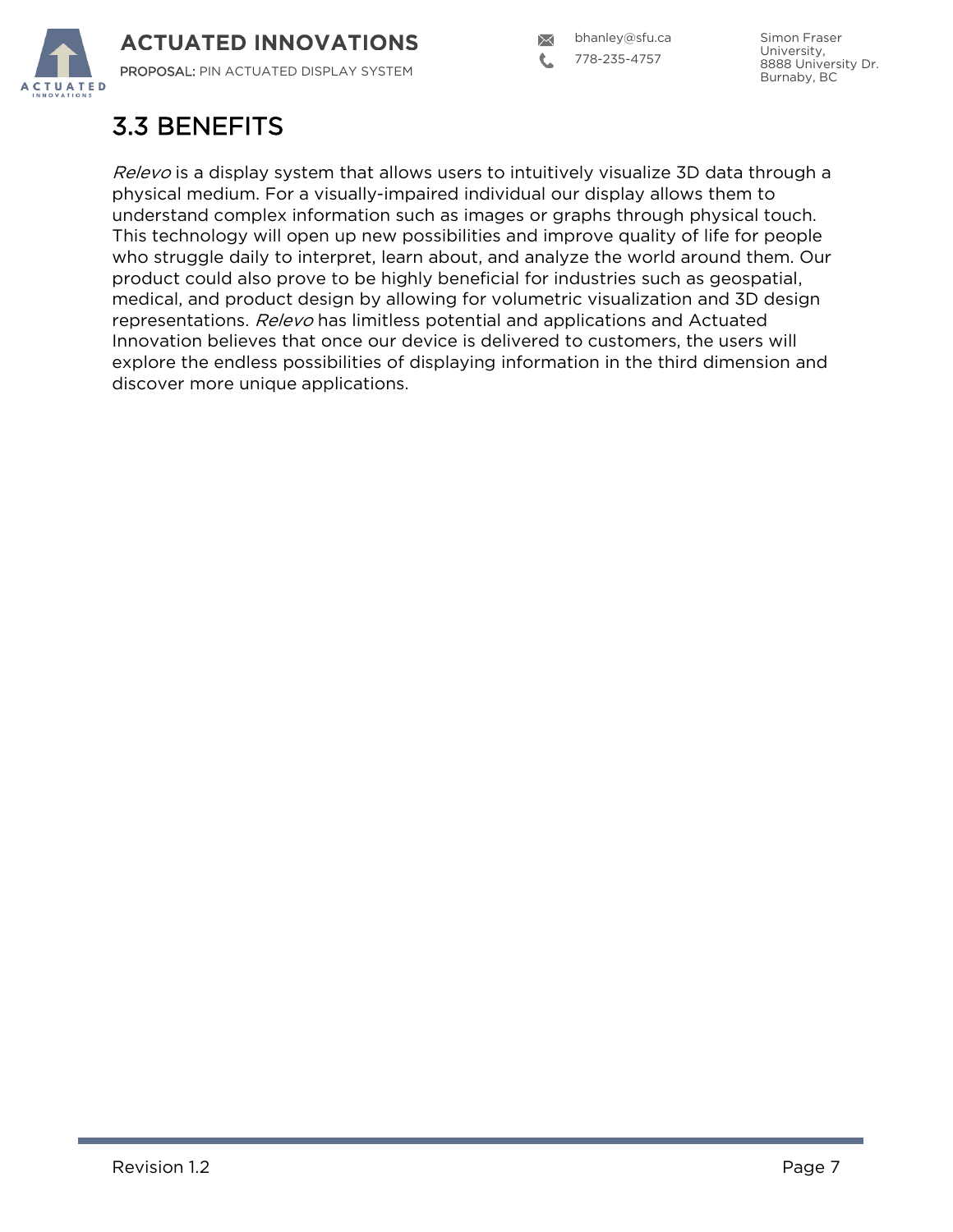## 3.3 BENEFITS

*Relevo* is a display system that allows users to intuitively visualize 3D data through a physical medium. For a visually-impaired individual our display allows them to understand complex information such as images or graphs through physical touch. This technology will open up new possibilities and improve quality of life for people who struggle daily to interpret, learn about, and analyze the world around them. Our product could also prove to be highly beneficial for industries such as geospatial, medical, and product design by allowing for volumetric visualization and 3D design representations. *Relevo* has limitless potential and applications and Actuated Innovation believes that once our device is delivered to customers, the users will explore the endless possibilities of displaying information in the third dimension and discover more unique applications.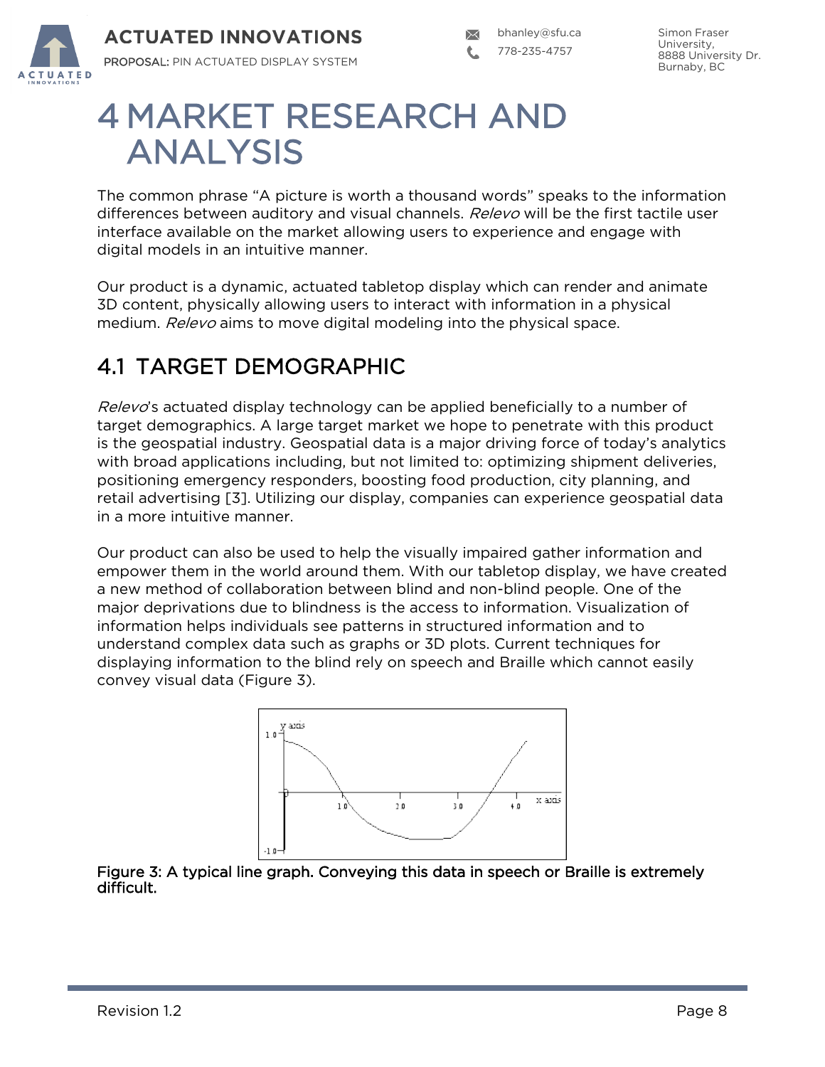# 4 MARKET RESEARCH AND ANALYSIS

The common phrase “A picture is worth a thousand words” speaks to the information differences between auditory and visual channels. *Relevo* will be the first tactile user interface available on the market allowing users to experience and engage with digital models in an intuitive manner.

Our product is a dynamic, actuated tabletop display which can render and animate 3D content, physically allowing users to interact with information in a physical medium. *Relevo* aims to move digital modeling into the physical space.

## 4.1 TARGET DEMOGRAPHIC

*Relevo*'s actuated display technology can be applied beneficially to a number of target demographics. A large target market we hope to penetrate with this product is the geospatial industry. Geospatial data is a major driving force of today's analytics with broad applications including, but not limited to: optimizing shipment deliveries, positioning emergency responders, boosting food production, city planning, and retail advertising [3]. Utilizing our display, companies can experience geospatial data in a more intuitive manner.

Our product can also be used to help the visually impaired gather information and empower them in the world around them. With our tabletop display, we have created a new method of collaboration between blind and non-blind people. One of the major deprivations due to blindness is the access to information. Visualization of information helps individuals see patterns in structured information and to understand complex data such as graphs or 3D plots. Current techniques for displaying information to the blind rely on speech and Braille which cannot easily convey visual data (Figure 3).

**Figure 3: A typical line graph. Conveying this data in speech or Braille is extremely difficult.**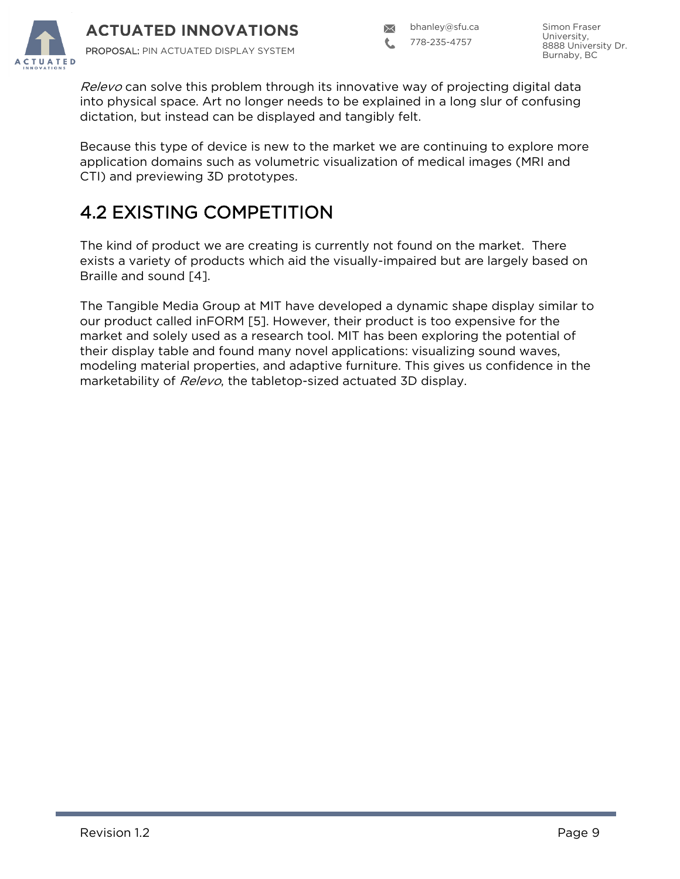*Relevo* can solve this problem through its innovative way of projecting digital data into physical space. Art no longer needs to be explained in a long slur of confusing dictation, but instead can be displayed and tangibly felt.

Because this type of device is new to the market we are continuing to explore more application domains such as volumetric visualization of medical images (MRI and CTI) and previewing 3D prototypes.

## 4.2 EXISTING COMPETITION

The kind of product we are creating is currently not found on the market. There exists a variety of products which aid the visually-impaired but are largely based on Braille and sound [4].

The Tangible Media Group at MIT have developed a dynamic shape display similar to our product called inFORM [5]. However, their product is too expensive for the market and solely used as a research tool. MIT has been exploring the potential of their display table and found many novel applications: visualizing sound waves, modeling material properties, and adaptive furniture. This gives us confidence in the marketability of *Relevo*, the tabletop-sized actuated 3D display.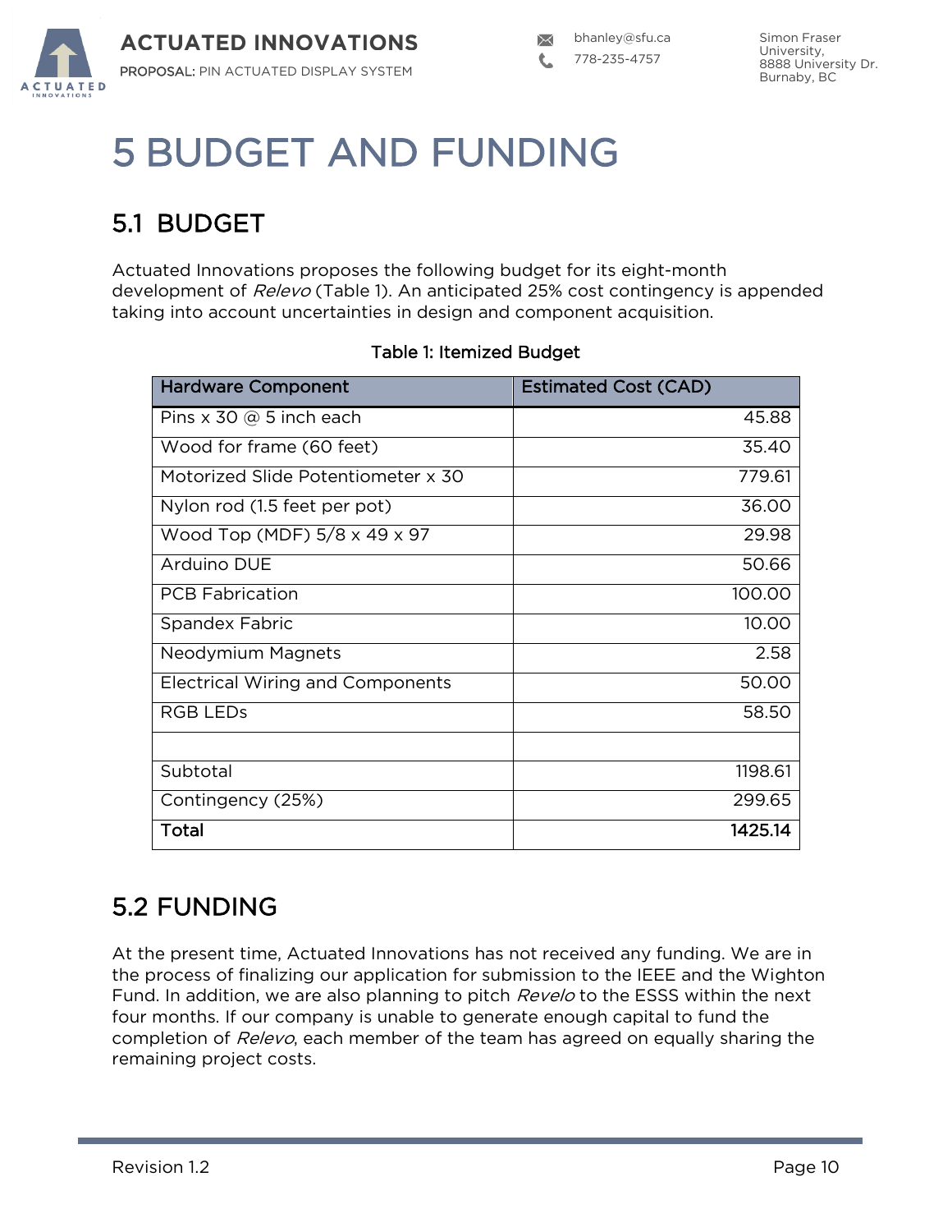// 5 BUDGET AND FUNDING

## 5.1 BUDGET

Actuated Innovations proposes the following budget for its eight-month development of *Relevo* (Table 1). An anticipated 25% cost contingency is appended taking into account uncertainties in design and component acquisition.

Table 1: Itemized Budget

| Hardware Component | Estimated Cost (CAD) |
|---|---:|
| Pins x 30 @ 5 inch each | 45.88 |
| Wood for frame (60 feet) | 35.40 |
| Motorized Slide Potentiometer x 30 | 779.61 |
| Nylon rod (1.5 feet per pot) | 36.00 |
| Wood Top (MDF) 5/8 x 49 x 97 | 29.98 |
| Arduino DUE | 50.66 |
| PCB Fabrication | 100.00 |
| Spandex Fabric | 10.00 |
| Neodymium Magnets | 2.58 |
| Electrical Wiring and Components | 50.00 |
| RGB LEDs | 58.50 |
| | |
| Subtotal | 1198.61 |
| Contingency (25%) | 299.65 |
| **Total** | **1425.14** |

## 5.2 FUNDING

At the present time, Actuated Innovations has not received any funding. We are in the process of finalizing our application for submission to the IEEE and the Wighton Fund. In addition, we are also planning to pitch *Revelo* to the ESSS within the next four months. If our company is unable to generate enough capital to fund the completion of *Relevo*, each member of the team has agreed on equally sharing the remaining project costs.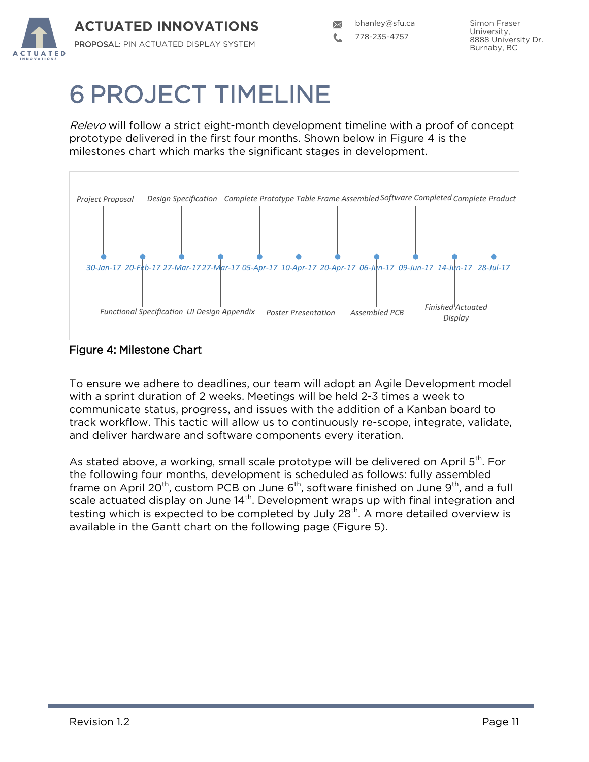# 6 PROJECT TIMELINE

*Relevo* will follow a strict eight-month development timeline with a proof of concept prototype delivered in the first four months. Shown below in Figure 4 is the milestones chart which marks the significant stages in development.

| Date | Milestone |
| --- | --- |
| 30-Jan-17 | *Project Proposal* |
| 20-Feb-17 | *Functional Specification* |
| 27-Mar-17 | *Design Specification* |
| 27-Mar-17 | *UI Design Appendix* |
| 05-Apr-17 | *Complete Prototype* |
| 10-Apr-17 | *Poster Presentation* |
| 20-Apr-17 | *Table Frame Assembled* |
| 06-Jun-17 | *Assembled PCB* |
| 09-Jun-17 | *Software Completed* |
| 14-Jun-17 | *Finished Actuated Display* |
| 28-Jul-17 | *Complete Product* |

**Figure 4: Milestone Chart**

To ensure we adhere to deadlines, our team will adopt an Agile Development model with a sprint duration of 2 weeks. Meetings will be held 2-3 times a week to communicate status, progress, and issues with the addition of a Kanban board to track workflow. This tactic will allow us to continuously re-scope, integrate, validate, and deliver hardware and software components every iteration.

As stated above, a working, small scale prototype will be delivered on April 5th. For the following four months, development is scheduled as follows: fully assembled frame on April 20th, custom PCB on June 6th, software finished on June 9th, and a full scale actuated display on June 14th. Development wraps up with final integration and testing which is expected to be completed by July 28th. A more detailed overview is available in the Gantt chart on the following page (Figure 5).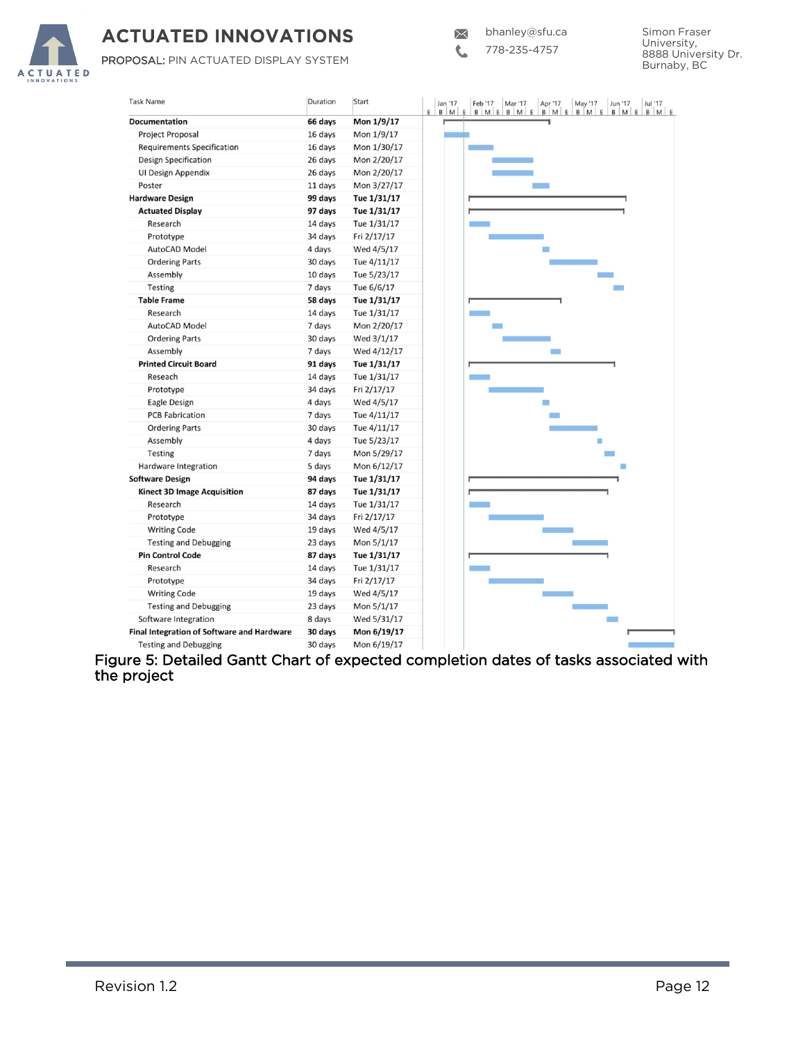| Task Name | Duration | Start |
|---|---|---|
| **Documentation** | **66 days** | **Mon 1/9/17** |
| Project Proposal | 16 days | Mon 1/9/17 |
| Requirements Specification | 16 days | Mon 1/30/17 |
| Design Specification | 26 days | Mon 2/20/17 |
| UI Design Appendix | 26 days | Mon 2/20/17 |
| Poster | 11 days | Mon 3/27/17 |
| **Hardware Design** | **99 days** | **Tue 1/31/17** |
| **Actuated Display** | **97 days** | **Tue 1/31/17** |
| Research | 14 days | Tue 1/31/17 |
| Prototype | 34 days | Fri 2/17/17 |
| AutoCAD Model | 4 days | Wed 4/5/17 |
| Ordering Parts | 30 days | Tue 4/11/17 |
| Assembly | 10 days | Tue 5/23/17 |
| Testing | 7 days | Tue 6/6/17 |
| **Table Frame** | **58 days** | **Tue 1/31/17** |
| Research | 14 days | Tue 1/31/17 |
| AutoCAD Model | 7 days | Mon 2/20/17 |
| Ordering Parts | 30 days | Wed 3/1/17 |
| Assembly | 7 days | Wed 4/12/17 |
| **Printed Circuit Board** | **91 days** | **Tue 1/31/17** |
| Reseach | 14 days | Tue 1/31/17 |
| Prototype | 34 days | Fri 2/17/17 |
| Eagle Design | 4 days | Wed 4/5/17 |
| PCB Fabrication | 7 days | Tue 4/11/17 |
| Ordering Parts | 30 days | Tue 4/11/17 |
| Assembly | 4 days | Tue 5/23/17 |
| Testing | 7 days | Mon 5/29/17 |
| Hardware Integration | 5 days | Mon 6/12/17 |
| **Software Design** | **94 days** | **Tue 1/31/17** |
| **Kinect 3D Image Acquisition** | **87 days** | **Tue 1/31/17** |
| Research | 14 days | Tue 1/31/17 |
| Prototype | 34 days | Fri 2/17/17 |
| Writing Code | 19 days | Wed 4/5/17 |
| Testing and Debugging | 23 days | Mon 5/1/17 |
| **Pin Control Code** | **87 days** | **Tue 1/31/17** |
| Research | 14 days | Tue 1/31/17 |
| Prototype | 34 days | Fri 2/17/17 |
| Writing Code | 19 days | Wed 4/5/17 |
| Testing and Debugging | 23 days | Mon 5/1/17 |
| Software Integration | 8 days | Wed 5/31/17 |
| **Final Integration of Software and Hardware** | **30 days** | **Mon 6/19/17** |
| Testing and Debugging | 30 days | Mon 6/19/17 |

Figure 5: Detailed Gantt Chart of expected completion dates of tasks associated with the project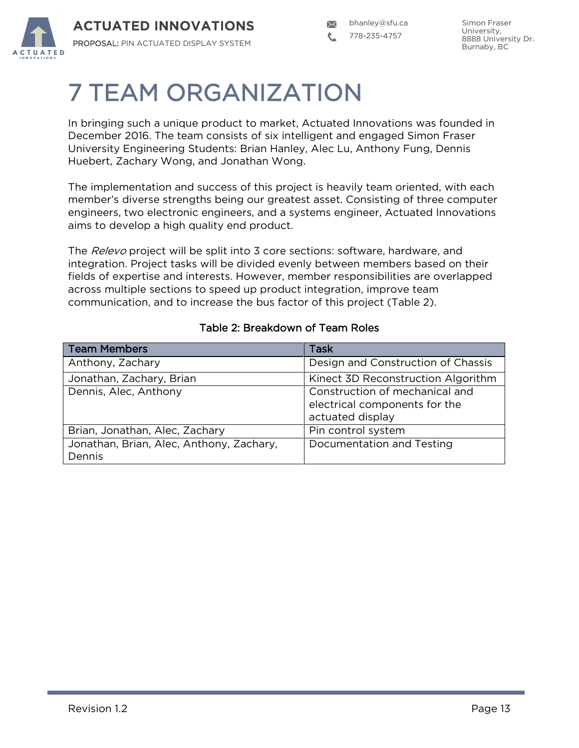# 7 TEAM ORGANIZATION

In bringing such a unique product to market, Actuated Innovations was founded in December 2016. The team consists of six intelligent and engaged Simon Fraser University Engineering Students: Brian Hanley, Alec Lu, Anthony Fung, Dennis Huebert, Zachary Wong, and Jonathan Wong.

The implementation and success of this project is heavily team oriented, with each member's diverse strengths being our greatest asset. Consisting of three computer engineers, two electronic engineers, and a systems engineer, Actuated Innovations aims to develop a high quality end product.

The *Relevo* project will be split into 3 core sections: software, hardware, and integration. Project tasks will be divided evenly between members based on their fields of expertise and interests. However, member responsibilities are overlapped across multiple sections to speed up product integration, improve team communication, and to increase the bus factor of this project (Table 2).

Table 2: Breakdown of Team Roles

| Team Members | Task |
|---|---|
| Anthony, Zachary | Design and Construction of Chassis |
| Jonathan, Zachary, Brian | Kinect 3D Reconstruction Algorithm |
| Dennis, Alec, Anthony | Construction of mechanical and electrical components for the actuated display |
| Brian, Jonathan, Alec, Zachary | Pin control system |
| Jonathan, Brian, Alec, Anthony, Zachary, Dennis | Documentation and Testing |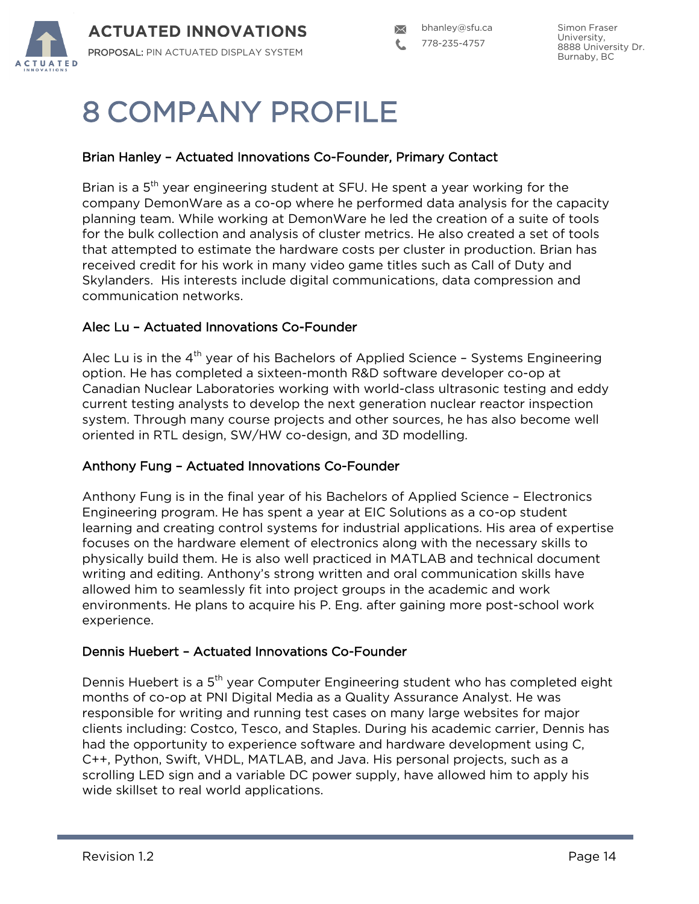# 8 COMPANY PROFILE

### Brian Hanley – Actuated Innovations Co-Founder, Primary Contact

Brian is a 5th year engineering student at SFU. He spent a year working for the company DemonWare as a co-op where he performed data analysis for the capacity planning team. While working at DemonWare he led the creation of a suite of tools for the bulk collection and analysis of cluster metrics. He also created a set of tools that attempted to estimate the hardware costs per cluster in production. Brian has received credit for his work in many video game titles such as Call of Duty and Skylanders. His interests include digital communications, data compression and communication networks.

### Alec Lu – Actuated Innovations Co-Founder

Alec Lu is in the 4th year of his Bachelors of Applied Science – Systems Engineering option. He has completed a sixteen-month R&D software developer co-op at Canadian Nuclear Laboratories working with world-class ultrasonic testing and eddy current testing analysts to develop the next generation nuclear reactor inspection system. Through many course projects and other sources, he has also become well oriented in RTL design, SW/HW co-design, and 3D modelling.

### Anthony Fung – Actuated Innovations Co-Founder

Anthony Fung is in the final year of his Bachelors of Applied Science – Electronics Engineering program. He has spent a year at EIC Solutions as a co-op student learning and creating control systems for industrial applications. His area of expertise focuses on the hardware element of electronics along with the necessary skills to physically build them. He is also well practiced in MATLAB and technical document writing and editing. Anthony's strong written and oral communication skills have allowed him to seamlessly fit into project groups in the academic and work environments. He plans to acquire his P. Eng. after gaining more post-school work experience.

### Dennis Huebert – Actuated Innovations Co-Founder

Dennis Huebert is a 5th year Computer Engineering student who has completed eight months of co-op at PNI Digital Media as a Quality Assurance Analyst. He was responsible for writing and running test cases on many large websites for major clients including: Costco, Tesco, and Staples. During his academic carrier, Dennis has had the opportunity to experience software and hardware development using C, C++, Python, Swift, VHDL, MATLAB, and Java. His personal projects, such as a scrolling LED sign and a variable DC power supply, have allowed him to apply his wide skillset to real world applications.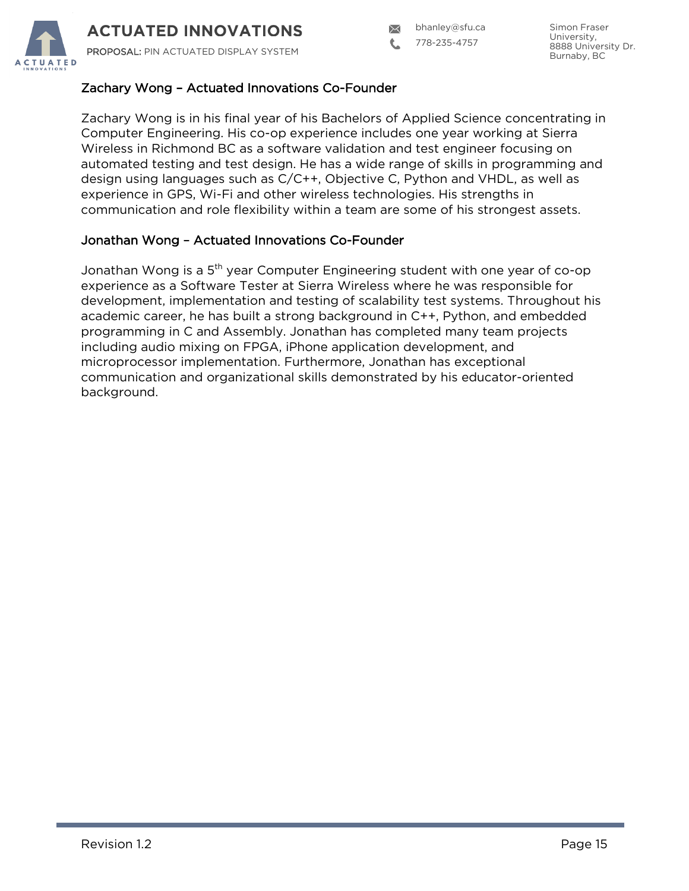### Zachary Wong – Actuated Innovations Co-Founder

Zachary Wong is in his final year of his Bachelors of Applied Science concentrating in Computer Engineering. His co-op experience includes one year working at Sierra Wireless in Richmond BC as a software validation and test engineer focusing on automated testing and test design. He has a wide range of skills in programming and design using languages such as C/C++, Objective C, Python and VHDL, as well as experience in GPS, Wi-Fi and other wireless technologies. His strengths in communication and role flexibility within a team are some of his strongest assets.

### Jonathan Wong – Actuated Innovations Co-Founder

Jonathan Wong is a $5^{th}$ year Computer Engineering student with one year of co-op experience as a Software Tester at Sierra Wireless where he was responsible for development, implementation and testing of scalability test systems. Throughout his academic career, he has built a strong background in C++, Python, and embedded programming in C and Assembly. Jonathan has completed many team projects including audio mixing on FPGA, iPhone application development, and microprocessor implementation. Furthermore, Jonathan has exceptional communication and organizational skills demonstrated by his educator-oriented background.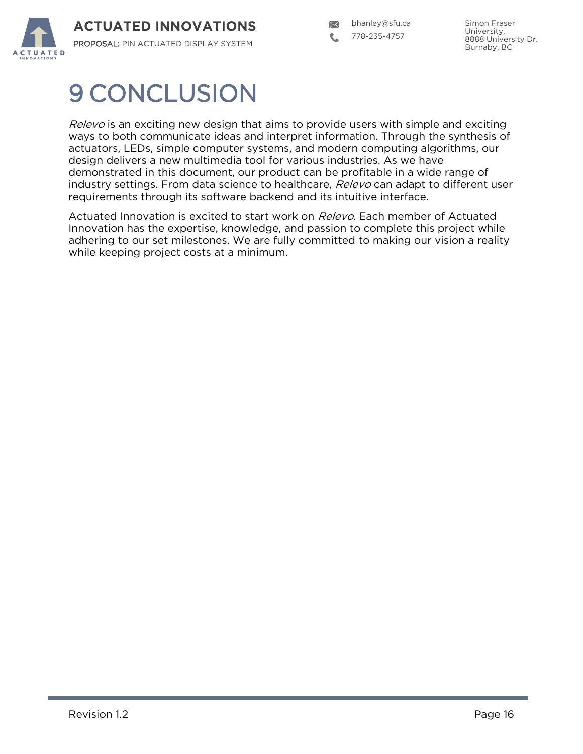# 9 CONCLUSION

*Relevo* is an exciting new design that aims to provide users with simple and exciting ways to both communicate ideas and interpret information. Through the synthesis of actuators, LEDs, simple computer systems, and modern computing algorithms, our design delivers a new multimedia tool for various industries. As we have demonstrated in this document, our product can be profitable in a wide range of industry settings. From data science to healthcare, *Relevo* can adapt to different user requirements through its software backend and its intuitive interface.

Actuated Innovation is excited to start work on *Relevo*. Each member of Actuated Innovation has the expertise, knowledge, and passion to complete this project while adhering to our set milestones. We are fully committed to making our vision a reality while keeping project costs at a minimum.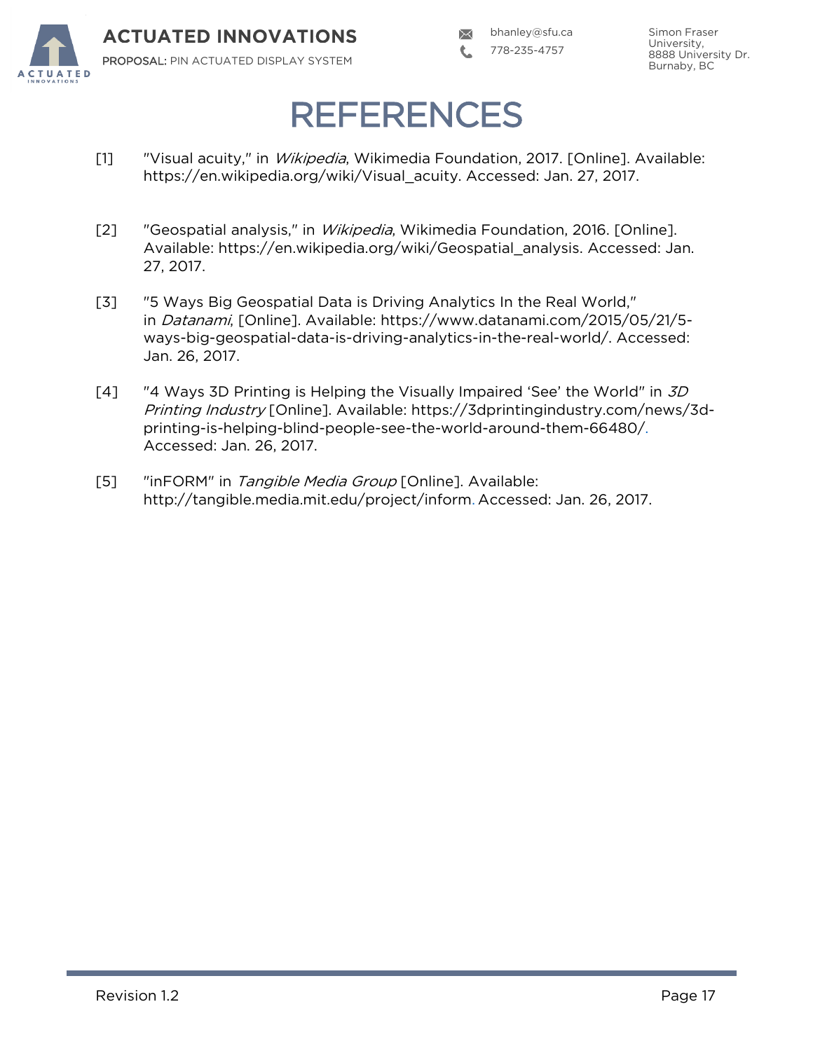# REFERENCES

[1] "Visual acuity," in *Wikipedia*, Wikimedia Foundation, 2017. [Online]. Available: https://en.wikipedia.org/wiki/Visual_acuity. Accessed: Jan. 27, 2017.

[2] "Geospatial analysis," in *Wikipedia*, Wikimedia Foundation, 2016. [Online]. Available: https://en.wikipedia.org/wiki/Geospatial_analysis. Accessed: Jan. 27, 2017.

[3] "5 Ways Big Geospatial Data is Driving Analytics In the Real World," in *Datanami*, [Online]. Available: https://www.datanami.com/2015/05/21/5-ways-big-geospatial-data-is-driving-analytics-in-the-real-world/. Accessed: Jan. 26, 2017.

[4] "4 Ways 3D Printing is Helping the Visually Impaired 'See' the World" in *3D Printing Industry* [Online]. Available: https://3dprintingindustry.com/news/3d-printing-is-helping-blind-people-see-the-world-around-them-66480/. Accessed: Jan. 26, 2017.

[5] "inFORM" in *Tangible Media Group* [Online]. Available: http://tangible.media.mit.edu/project/inform. Accessed: Jan. 26, 2017.